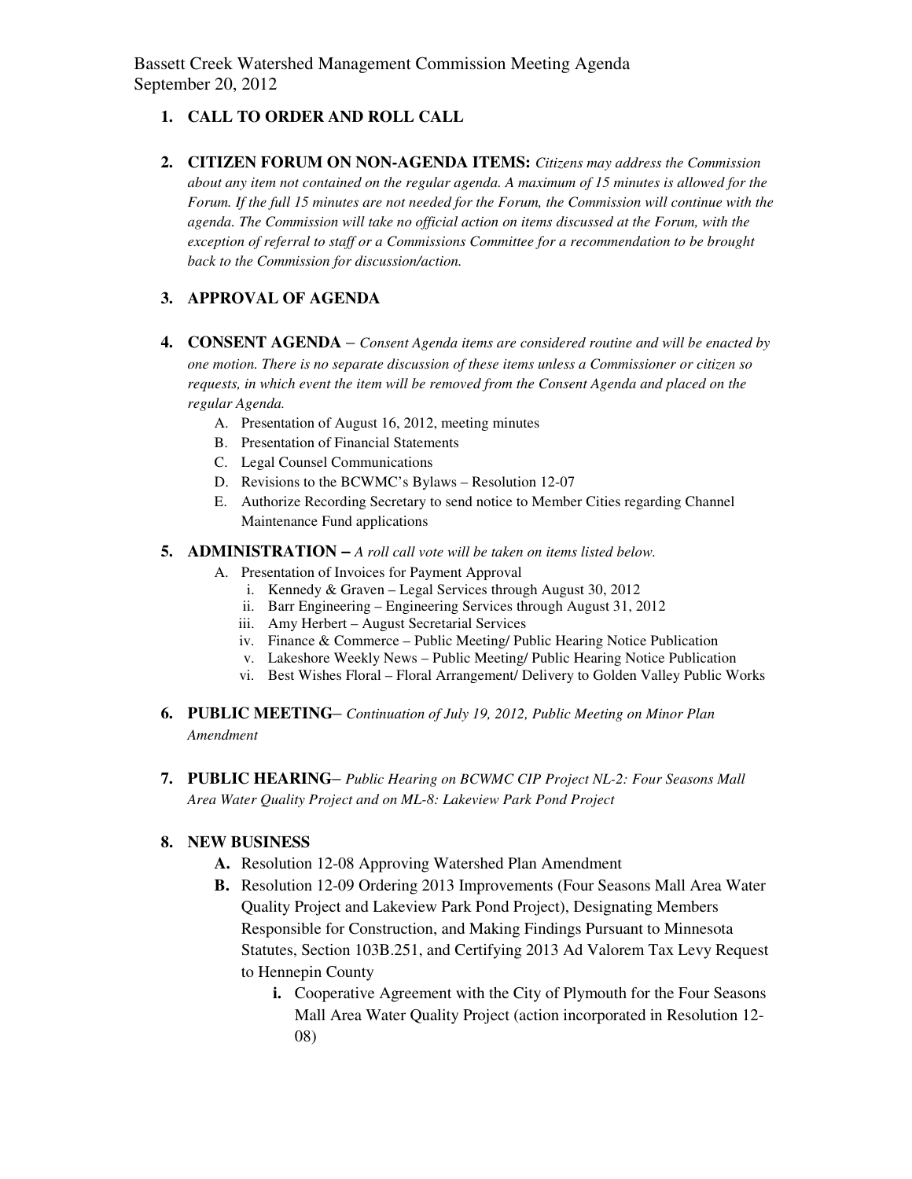Bassett Creek Watershed Management Commission Meeting Agenda
September 20, 2012

1. **CALL TO ORDER AND ROLL CALL**

2. **CITIZEN FORUM ON NON-AGENDA ITEMS:** *Citizens may address the Commission about any item not contained on the regular agenda. A maximum of 15 minutes is allowed for the Forum. If the full 15 minutes are not needed for the Forum, the Commission will continue with the agenda. The Commission will take no official action on items discussed at the Forum, with the exception of referral to staff or a Commissions Committee for a recommendation to be brought back to the Commission for discussion/action.*

3. **APPROVAL OF AGENDA**

4. **CONSENT AGENDA** – *Consent Agenda items are considered routine and will be enacted by one motion. There is no separate discussion of these items unless a Commissioner or citizen so requests, in which event the item will be removed from the Consent Agenda and placed on the regular Agenda.*
   - A. Presentation of August 16, 2012, meeting minutes
   - B. Presentation of Financial Statements
   - C. Legal Counsel Communications
   - D. Revisions to the BCWMC's Bylaws – Resolution 12-07
   - E. Authorize Recording Secretary to send notice to Member Cities regarding Channel Maintenance Fund applications

5. **ADMINISTRATION –** *A roll call vote will be taken on items listed below.*
   - A. Presentation of Invoices for Payment Approval
     - i. Kennedy & Graven – Legal Services through August 30, 2012
     - ii. Barr Engineering – Engineering Services through August 31, 2012
     - iii. Amy Herbert – August Secretarial Services
     - iv. Finance & Commerce – Public Meeting/ Public Hearing Notice Publication
     - v. Lakeshore Weekly News – Public Meeting/ Public Hearing Notice Publication
     - vi. Best Wishes Floral – Floral Arrangement/ Delivery to Golden Valley Public Works

6. **PUBLIC MEETING**– *Continuation of July 19, 2012, Public Meeting on Minor Plan Amendment*

7. **PUBLIC HEARING**– *Public Hearing on BCWMC CIP Project NL-2: Four Seasons Mall Area Water Quality Project and on ML-8: Lakeview Park Pond Project*

8. **NEW BUSINESS**
   - **A.** Resolution 12-08 Approving Watershed Plan Amendment
   - **B.** Resolution 12-09 Ordering 2013 Improvements (Four Seasons Mall Area Water Quality Project and Lakeview Park Pond Project), Designating Members Responsible for Construction, and Making Findings Pursuant to Minnesota Statutes, Section 103B.251, and Certifying 2013 Ad Valorem Tax Levy Request to Hennepin County
     - **i.** Cooperative Agreement with the City of Plymouth for the Four Seasons Mall Area Water Quality Project (action incorporated in Resolution 12-08)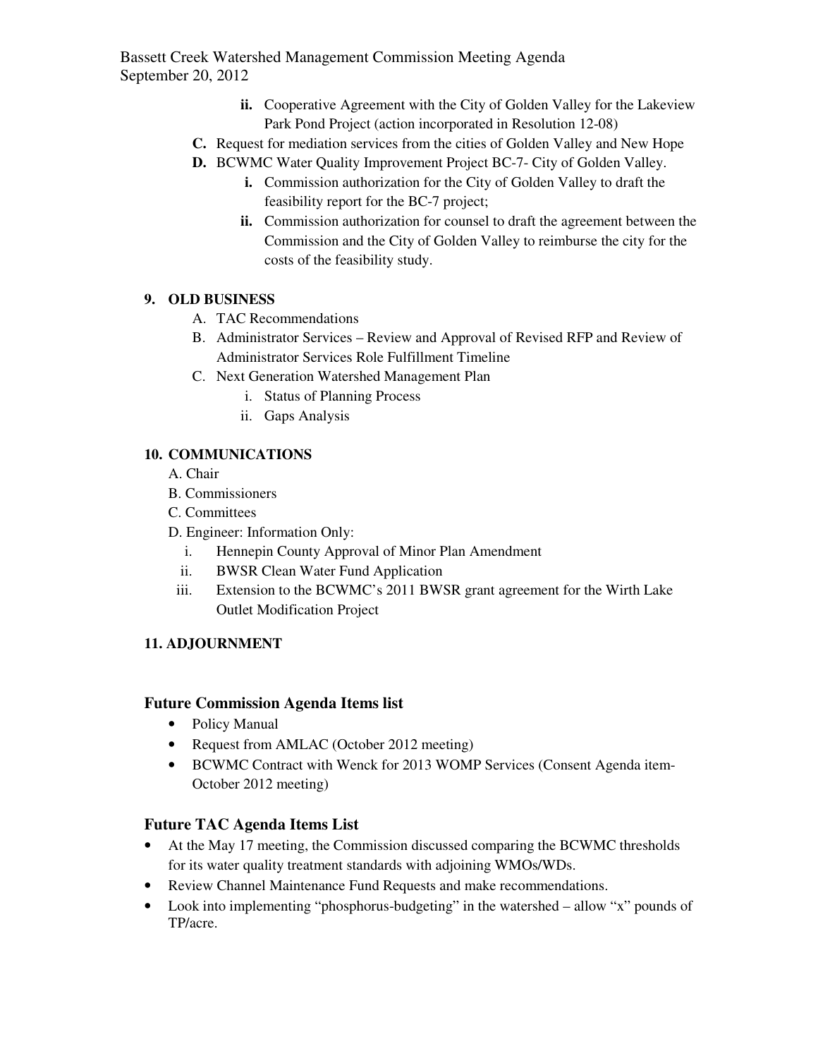- **ii.** Cooperative Agreement with the City of Golden Valley for the Lakeview Park Pond Project (action incorporated in Resolution 12-08)
- **C.** Request for mediation services from the cities of Golden Valley and New Hope
- **D.** BCWMC Water Quality Improvement Project BC-7- City of Golden Valley.
   - **i.** Commission authorization for the City of Golden Valley to draft the feasibility report for the BC-7 project;
   - **ii.** Commission authorization for counsel to draft the agreement between the Commission and the City of Golden Valley to reimburse the city for the costs of the feasibility study.

**9. OLD BUSINESS**

- A. TAC Recommendations
- B. Administrator Services – Review and Approval of Revised RFP and Review of Administrator Services Role Fulfillment Timeline
- C. Next Generation Watershed Management Plan
   - i. Status of Planning Process
   - ii. Gaps Analysis

**10. COMMUNICATIONS**

- A. Chair
- B. Commissioners
- C. Committees
- D. Engineer: Information Only:
   - i. Hennepin County Approval of Minor Plan Amendment
   - ii. BWSR Clean Water Fund Application
   - iii. Extension to the BCWMC's 2011 BWSR grant agreement for the Wirth Lake Outlet Modification Project

**11. ADJOURNMENT**

## Future Commission Agenda Items list

- Policy Manual
- Request from AMLAC (October 2012 meeting)
- BCWMC Contract with Wenck for 2013 WOMP Services (Consent Agenda item- October 2012 meeting)

## Future TAC Agenda Items List

- At the May 17 meeting, the Commission discussed comparing the BCWMC thresholds for its water quality treatment standards with adjoining WMOs/WDs.
- Review Channel Maintenance Fund Requests and make recommendations.
- Look into implementing "phosphorus-budgeting" in the watershed – allow "x" pounds of TP/acre.